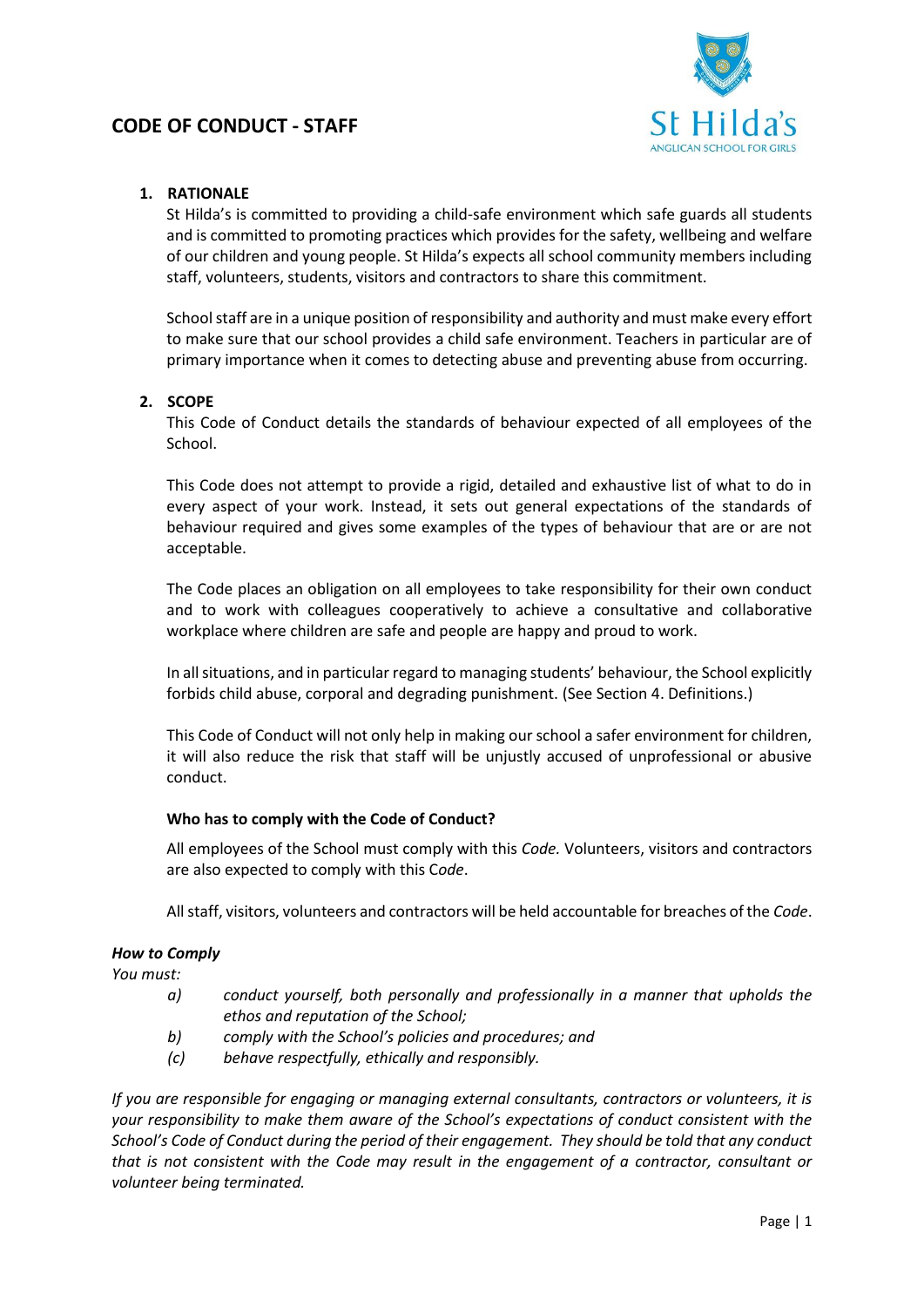# CODE OF CONDUCT - STAFF

## 1. RATIONALE

St Hilda's is committed to providing a child-safe environment which safe guards all students and is committed to promoting practices which provides for the safety, wellbeing and welfare of our children and young people. St Hilda's expects all school community members including staff, volunteers, students, visitors and contractors to share this commitment.

School staff are in a unique position of responsibility and authority and must make every effort to make sure that our school provides a child safe environment. Teachers in particular are of primary importance when it comes to detecting abuse and preventing abuse from occurring.

## 2. SCOPE

This Code of Conduct details the standards of behaviour expected of all employees of the School.

This Code does not attempt to provide a rigid, detailed and exhaustive list of what to do in every aspect of your work. Instead, it sets out general expectations of the standards of behaviour required and gives some examples of the types of behaviour that are or are not acceptable.

The Code places an obligation on all employees to take responsibility for their own conduct and to work with colleagues cooperatively to achieve a consultative and collaborative workplace where children are safe and people are happy and proud to work.

In all situations, and in particular regard to managing students' behaviour, the School explicitly forbids child abuse, corporal and degrading punishment. (See Section 4. Definitions.)

This Code of Conduct will not only help in making our school a safer environment for children, it will also reduce the risk that staff will be unjustly accused of unprofessional or abusive conduct.

### Who has to comply with the Code of Conduct?

All employees of the School must comply with this *Code.* Volunteers, visitors and contractors are also expected to comply with this C*ode*.

All staff, visitors, volunteers and contractors will be held accountable for breaches of the *Code*.

***How to Comply***

*You must:*

- *a)* *conduct yourself, both personally and professionally in a manner that upholds the ethos and reputation of the School;*
- *b)* *comply with the School's policies and procedures; and*
- *(c)* *behave respectfully, ethically and responsibly.*

*If you are responsible for engaging or managing external consultants, contractors or volunteers, it is your responsibility to make them aware of the School's expectations of conduct consistent with the School's Code of Conduct during the period of their engagement. They should be told that any conduct that is not consistent with the Code may result in the engagement of a contractor, consultant or volunteer being terminated.*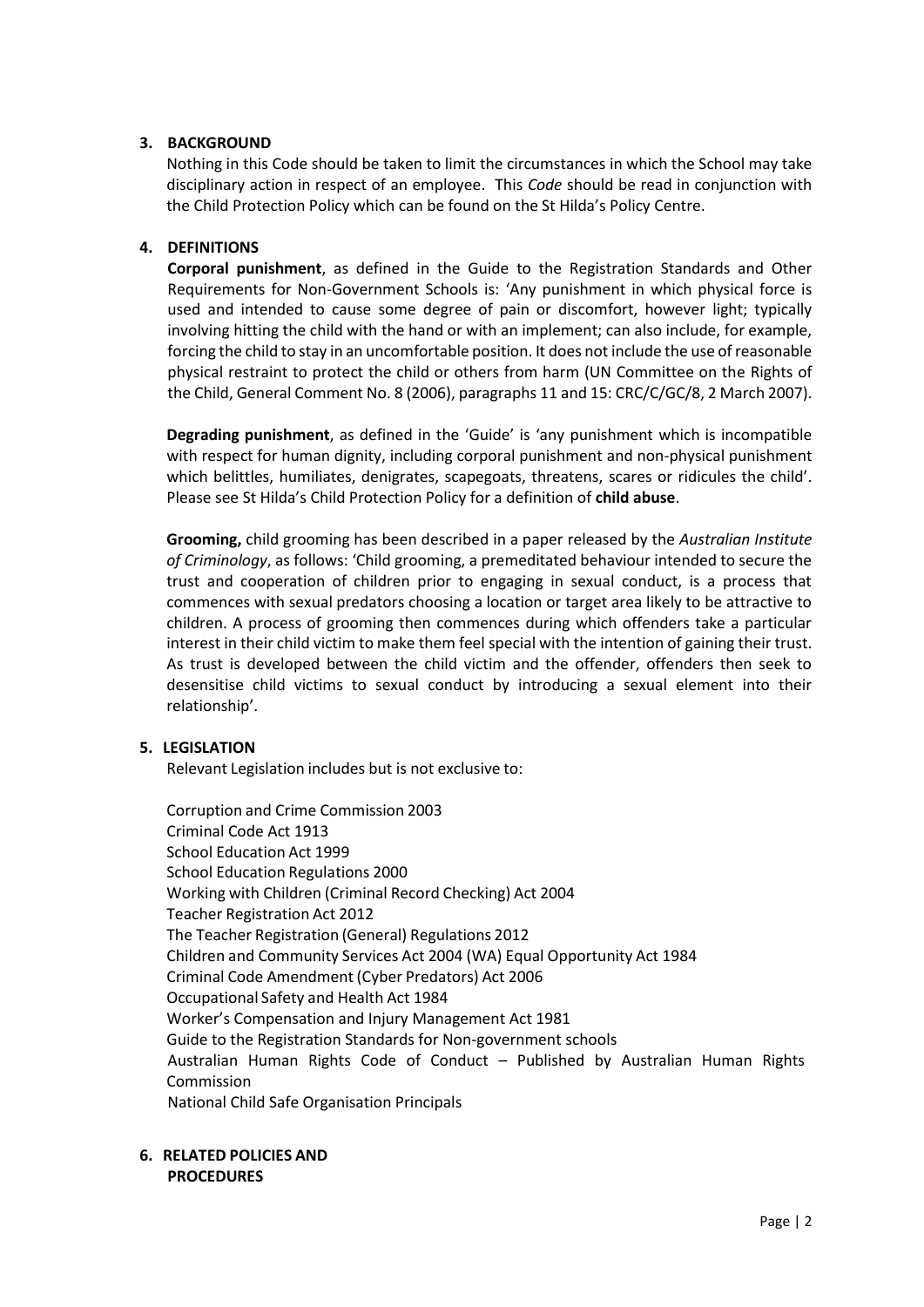## 3. BACKGROUND

Nothing in this Code should be taken to limit the circumstances in which the School may take disciplinary action in respect of an employee. This *Code* should be read in conjunction with the Child Protection Policy which can be found on the St Hilda's Policy Centre.

## 4. DEFINITIONS

**Corporal punishment**, as defined in the Guide to the Registration Standards and Other Requirements for Non-Government Schools is: 'Any punishment in which physical force is used and intended to cause some degree of pain or discomfort, however light; typically involving hitting the child with the hand or with an implement; can also include, for example, forcing the child to stay in an uncomfortable position. It does not include the use of reasonable physical restraint to protect the child or others from harm (UN Committee on the Rights of the Child, General Comment No. 8 (2006), paragraphs 11 and 15: CRC/C/GC/8, 2 March 2007).

**Degrading punishment**, as defined in the 'Guide' is 'any punishment which is incompatible with respect for human dignity, including corporal punishment and non-physical punishment which belittles, humiliates, denigrates, scapegoats, threatens, scares or ridicules the child'. Please see St Hilda's Child Protection Policy for a definition of **child abuse**.

**Grooming,** child grooming has been described in a paper released by the *Australian Institute of Criminology*, as follows: 'Child grooming, a premeditated behaviour intended to secure the trust and cooperation of children prior to engaging in sexual conduct, is a process that commences with sexual predators choosing a location or target area likely to be attractive to children. A process of grooming then commences during which offenders take a particular interest in their child victim to make them feel special with the intention of gaining their trust. As trust is developed between the child victim and the offender, offenders then seek to desensitise child victims to sexual conduct by introducing a sexual element into their relationship'.

## 5. LEGISLATION

Relevant Legislation includes but is not exclusive to:

Corruption and Crime Commission 2003
Criminal Code Act 1913
School Education Act 1999
School Education Regulations 2000
Working with Children (Criminal Record Checking) Act 2004
Teacher Registration Act 2012
The Teacher Registration (General) Regulations 2012
Children and Community Services Act 2004 (WA) Equal Opportunity Act 1984
Criminal Code Amendment (Cyber Predators) Act 2006
Occupational Safety and Health Act 1984
Worker's Compensation and Injury Management Act 1981
Guide to the Registration Standards for Non-government schools
Australian Human Rights Code of Conduct – Published by Australian Human Rights Commission
National Child Safe Organisation Principals

## 6. RELATED POLICIES AND PROCEDURES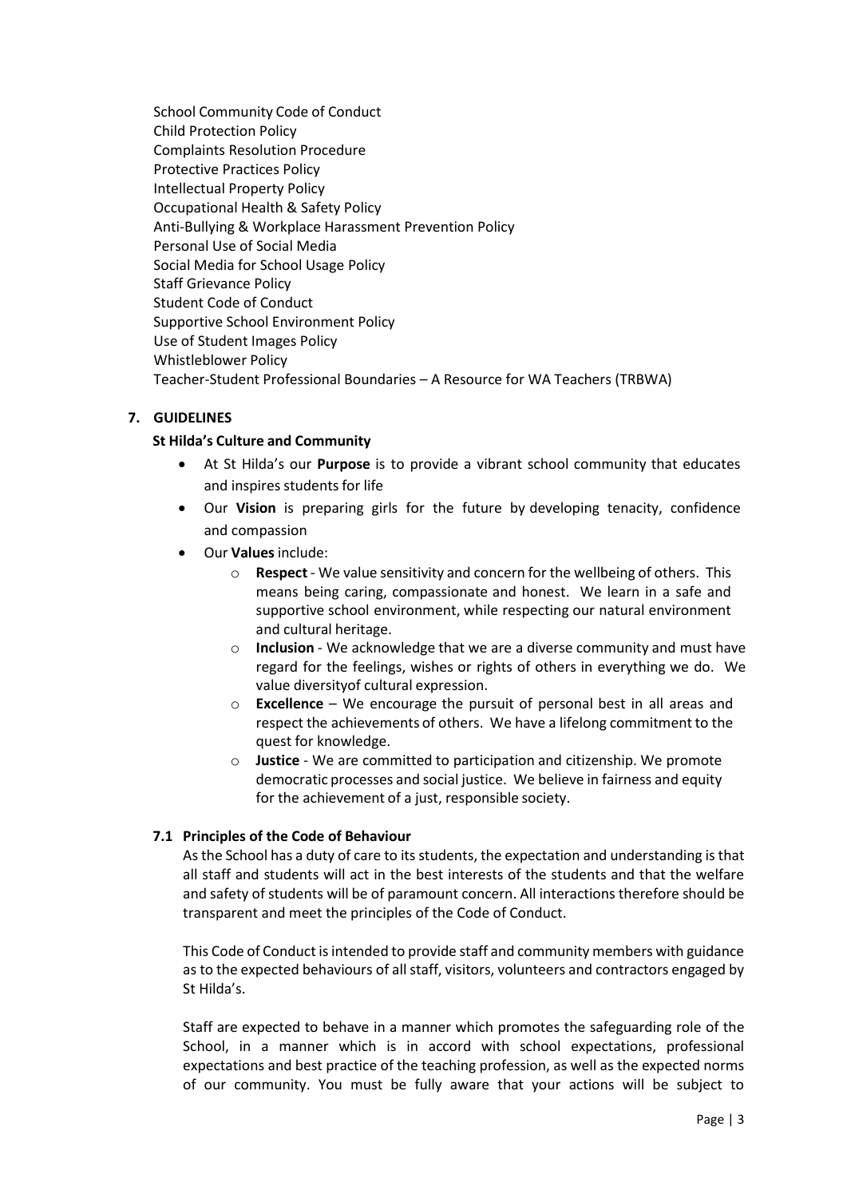School Community Code of Conduct
Child Protection Policy
Complaints Resolution Procedure
Protective Practices Policy
Intellectual Property Policy
Occupational Health & Safety Policy
Anti-Bullying & Workplace Harassment Prevention Policy
Personal Use of Social Media
Social Media for School Usage Policy
Staff Grievance Policy
Student Code of Conduct
Supportive School Environment Policy
Use of Student Images Policy
Whistleblower Policy
Teacher-Student Professional Boundaries – A Resource for WA Teachers (TRBWA)

## 7. GUIDELINES

### St Hilda's Culture and Community

- At St Hilda's our **Purpose** is to provide a vibrant school community that educates and inspires students for life
- Our **Vision** is preparing girls for the future by developing tenacity, confidence and compassion
- Our **Values** include:
    - **Respect** - We value sensitivity and concern for the wellbeing of others. This means being caring, compassionate and honest. We learn in a safe and supportive school environment, while respecting our natural environment and cultural heritage.
    - **Inclusion** - We acknowledge that we are a diverse community and must have regard for the feelings, wishes or rights of others in everything we do. We value diversityof cultural expression.
    - **Excellence** – We encourage the pursuit of personal best in all areas and respect the achievements of others. We have a lifelong commitment to the quest for knowledge.
    - **Justice** - We are committed to participation and citizenship. We promote democratic processes and social justice. We believe in fairness and equity for the achievement of a just, responsible society.

### 7.1 Principles of the Code of Behaviour

As the School has a duty of care to its students, the expectation and understanding is that all staff and students will act in the best interests of the students and that the welfare and safety of students will be of paramount concern. All interactions therefore should be transparent and meet the principles of the Code of Conduct.

This Code of Conduct is intended to provide staff and community members with guidance as to the expected behaviours of all staff, visitors, volunteers and contractors engaged by St Hilda's.

Staff are expected to behave in a manner which promotes the safeguarding role of the School, in a manner which is in accord with school expectations, professional expectations and best practice of the teaching profession, as well as the expected norms of our community. You must be fully aware that your actions will be subject to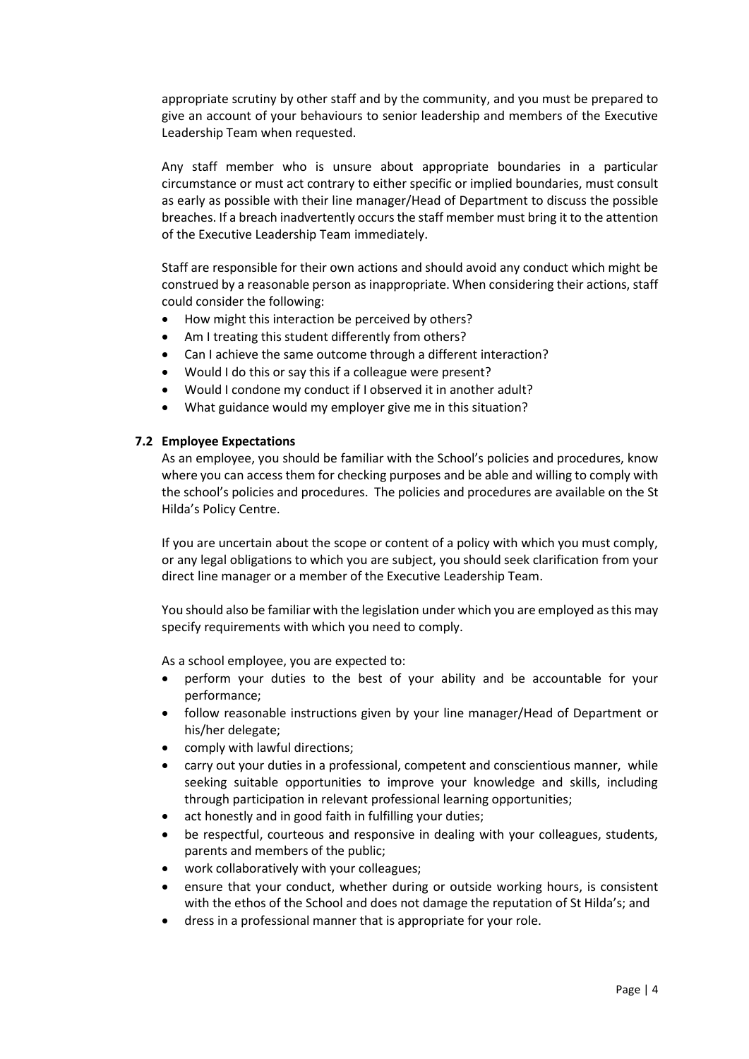appropriate scrutiny by other staff and by the community, and you must be prepared to give an account of your behaviours to senior leadership and members of the Executive Leadership Team when requested.

Any staff member who is unsure about appropriate boundaries in a particular circumstance or must act contrary to either specific or implied boundaries, must consult as early as possible with their line manager/Head of Department to discuss the possible breaches. If a breach inadvertently occurs the staff member must bring it to the attention of the Executive Leadership Team immediately.

Staff are responsible for their own actions and should avoid any conduct which might be construed by a reasonable person as inappropriate. When considering their actions, staff could consider the following:

- How might this interaction be perceived by others?
- Am I treating this student differently from others?
- Can I achieve the same outcome through a different interaction?
- Would I do this or say this if a colleague were present?
- Would I condone my conduct if I observed it in another adult?
- What guidance would my employer give me in this situation?

### 7.2 Employee Expectations

As an employee, you should be familiar with the School's policies and procedures, know where you can access them for checking purposes and be able and willing to comply with the school's policies and procedures. The policies and procedures are available on the St Hilda's Policy Centre.

If you are uncertain about the scope or content of a policy with which you must comply, or any legal obligations to which you are subject, you should seek clarification from your direct line manager or a member of the Executive Leadership Team.

You should also be familiar with the legislation under which you are employed as this may specify requirements with which you need to comply.

As a school employee, you are expected to:

- perform your duties to the best of your ability and be accountable for your performance;
- follow reasonable instructions given by your line manager/Head of Department or his/her delegate;
- comply with lawful directions;
- carry out your duties in a professional, competent and conscientious manner, while seeking suitable opportunities to improve your knowledge and skills, including through participation in relevant professional learning opportunities;
- act honestly and in good faith in fulfilling your duties;
- be respectful, courteous and responsive in dealing with your colleagues, students, parents and members of the public;
- work collaboratively with your colleagues;
- ensure that your conduct, whether during or outside working hours, is consistent with the ethos of the School and does not damage the reputation of St Hilda's; and
- dress in a professional manner that is appropriate for your role.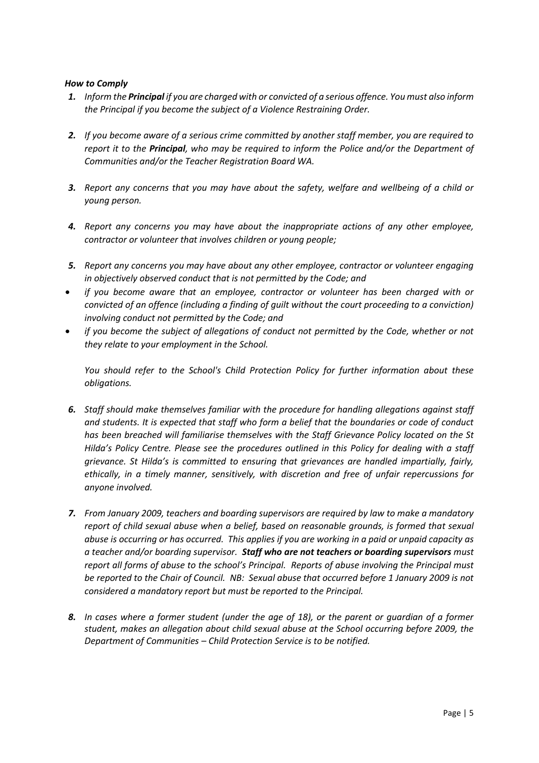***How to Comply***

1. *Inform the **Principal** if you are charged with or convicted of a serious offence. You must also inform the Principal if you become the subject of a Violence Restraining Order.*

2. *If you become aware of a serious crime committed by another staff member, you are required to report it to the **Principal**, who may be required to inform the Police and/or the Department of Communities and/or the Teacher Registration Board WA.*

3. *Report any concerns that you may have about the safety, welfare and wellbeing of a child or young person.*

4. *Report any concerns you may have about the inappropriate actions of any other employee, contractor or volunteer that involves children or young people;*

5. *Report any concerns you may have about any other employee, contractor or volunteer engaging in objectively observed conduct that is not permitted by the Code; and*

- *if you become aware that an employee, contractor or volunteer has been charged with or convicted of an offence (including a finding of guilt without the court proceeding to a conviction) involving conduct not permitted by the Code; and*
- *if you become the subject of allegations of conduct not permitted by the Code, whether or not they relate to your employment in the School.*

   *You should refer to the School's Child Protection Policy for further information about these obligations.*

6. *Staff should make themselves familiar with the procedure for handling allegations against staff and students. It is expected that staff who form a belief that the boundaries or code of conduct has been breached will familiarise themselves with the Staff Grievance Policy located on the St Hilda's Policy Centre. Please see the procedures outlined in this Policy for dealing with a staff grievance. St Hilda's is committed to ensuring that grievances are handled impartially, fairly, ethically, in a timely manner, sensitively, with discretion and free of unfair repercussions for anyone involved.*

7. *From January 2009, teachers and boarding supervisors are required by law to make a mandatory report of child sexual abuse when a belief, based on reasonable grounds, is formed that sexual abuse is occurring or has occurred. This applies if you are working in a paid or unpaid capacity as a teacher and/or boarding supervisor.* ***Staff who are not teachers or boarding supervisors*** *must report all forms of abuse to the school's Principal. Reports of abuse involving the Principal must be reported to the Chair of Council. NB: Sexual abuse that occurred before 1 January 2009 is not considered a mandatory report but must be reported to the Principal.*

8. *In cases where a former student (under the age of 18), or the parent or guardian of a former student, makes an allegation about child sexual abuse at the School occurring before 2009, the Department of Communities – Child Protection Service is to be notified.*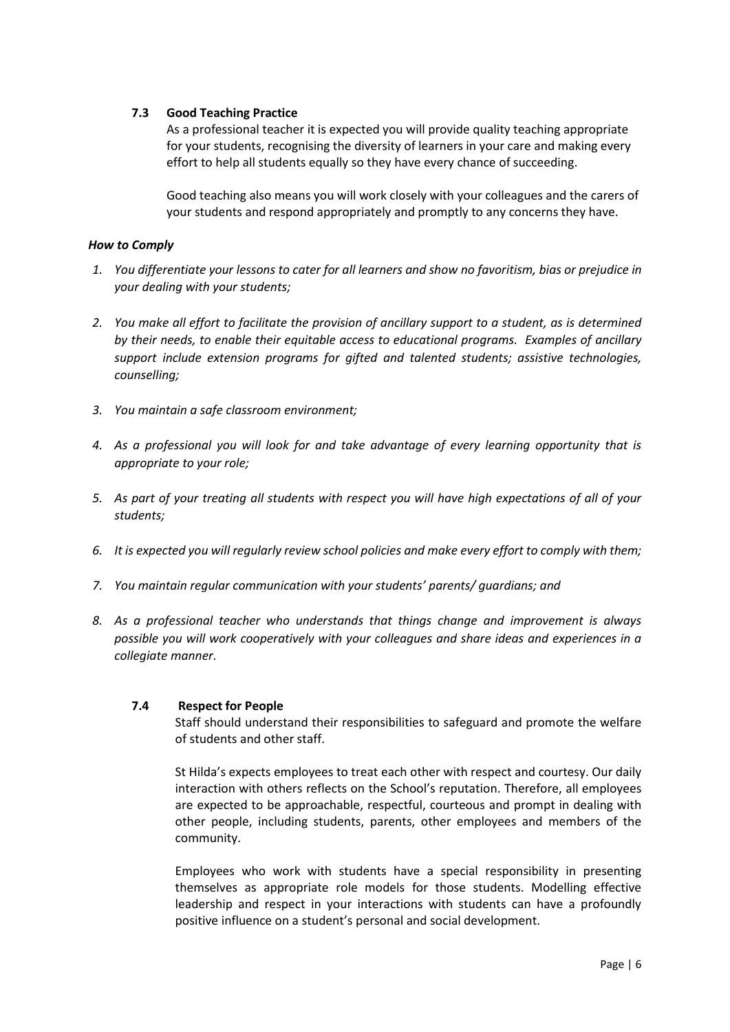### 7.3 Good Teaching Practice

As a professional teacher it is expected you will provide quality teaching appropriate for your students, recognising the diversity of learners in your care and making every effort to help all students equally so they have every chance of succeeding.

Good teaching also means you will work closely with your colleagues and the carers of your students and respond appropriately and promptly to any concerns they have.

***How to Comply***

1. *You differentiate your lessons to cater for all learners and show no favoritism, bias or prejudice in your dealing with your students;*
2. *You make all effort to facilitate the provision of ancillary support to a student, as is determined by their needs, to enable their equitable access to educational programs. Examples of ancillary support include extension programs for gifted and talented students; assistive technologies, counselling;*
3. *You maintain a safe classroom environment;*
4. *As a professional you will look for and take advantage of every learning opportunity that is appropriate to your role;*
5. *As part of your treating all students with respect you will have high expectations of all of your students;*
6. *It is expected you will regularly review school policies and make every effort to comply with them;*
7. *You maintain regular communication with your students' parents/ guardians; and*
8. *As a professional teacher who understands that things change and improvement is always possible you will work cooperatively with your colleagues and share ideas and experiences in a collegiate manner.*

### 7.4 Respect for People

Staff should understand their responsibilities to safeguard and promote the welfare of students and other staff.

St Hilda's expects employees to treat each other with respect and courtesy. Our daily interaction with others reflects on the School's reputation. Therefore, all employees are expected to be approachable, respectful, courteous and prompt in dealing with other people, including students, parents, other employees and members of the community.

Employees who work with students have a special responsibility in presenting themselves as appropriate role models for those students. Modelling effective leadership and respect in your interactions with students can have a profoundly positive influence on a student's personal and social development.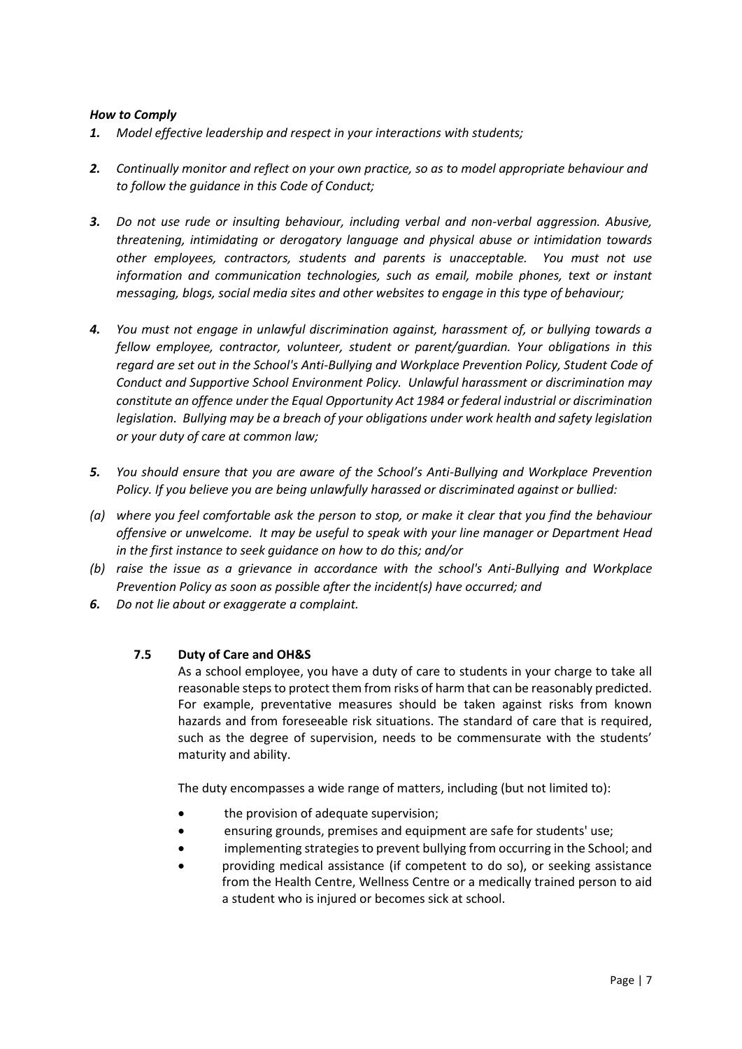***How to Comply***

1. *Model effective leadership and respect in your interactions with students;*

2. *Continually monitor and reflect on your own practice, so as to model appropriate behaviour and to follow the guidance in this Code of Conduct;*

3. *Do not use rude or insulting behaviour, including verbal and non-verbal aggression. Abusive, threatening, intimidating or derogatory language and physical abuse or intimidation towards other employees, contractors, students and parents is unacceptable. You must not use information and communication technologies, such as email, mobile phones, text or instant messaging, blogs, social media sites and other websites to engage in this type of behaviour;*

4. *You must not engage in unlawful discrimination against, harassment of, or bullying towards a fellow employee, contractor, volunteer, student or parent/guardian. Your obligations in this regard are set out in the School's Anti-Bullying and Workplace Prevention Policy, Student Code of Conduct and Supportive School Environment Policy. Unlawful harassment or discrimination may constitute an offence under the Equal Opportunity Act 1984 or federal industrial or discrimination legislation. Bullying may be a breach of your obligations under work health and safety legislation or your duty of care at common law;*

5. *You should ensure that you are aware of the School's Anti-Bullying and Workplace Prevention Policy. If you believe you are being unlawfully harassed or discriminated against or bullied:*

   *(a) where you feel comfortable ask the person to stop, or make it clear that you find the behaviour offensive or unwelcome. It may be useful to speak with your line manager or Department Head in the first instance to seek guidance on how to do this; and/or*

   *(b) raise the issue as a grievance in accordance with the school's Anti-Bullying and Workplace Prevention Policy as soon as possible after the incident(s) have occurred; and*

6. *Do not lie about or exaggerate a complaint.*

### 7.5 Duty of Care and OH&S

As a school employee, you have a duty of care to students in your charge to take all reasonable steps to protect them from risks of harm that can be reasonably predicted. For example, preventative measures should be taken against risks from known hazards and from foreseeable risk situations. The standard of care that is required, such as the degree of supervision, needs to be commensurate with the students' maturity and ability.

The duty encompasses a wide range of matters, including (but not limited to):

- the provision of adequate supervision;
- ensuring grounds, premises and equipment are safe for students' use;
- implementing strategies to prevent bullying from occurring in the School; and
- providing medical assistance (if competent to do so), or seeking assistance from the Health Centre, Wellness Centre or a medically trained person to aid a student who is injured or becomes sick at school.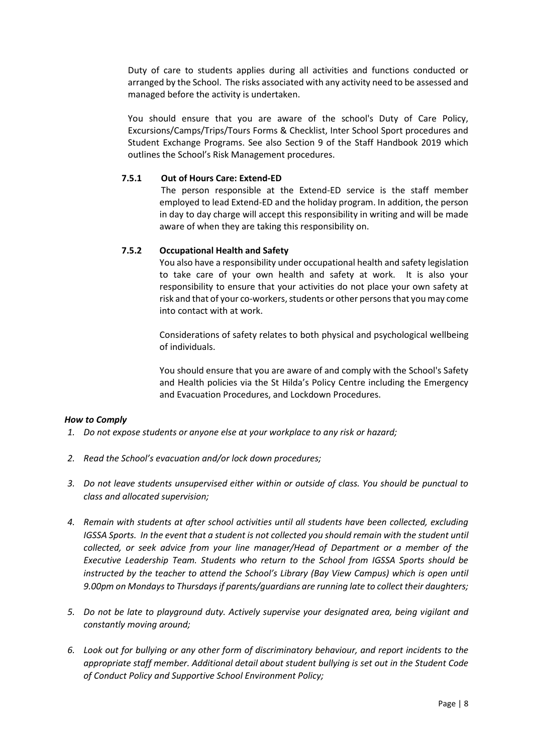Duty of care to students applies during all activities and functions conducted or arranged by the School. The risks associated with any activity need to be assessed and managed before the activity is undertaken.

You should ensure that you are aware of the school's Duty of Care Policy, Excursions/Camps/Trips/Tours Forms & Checklist, Inter School Sport procedures and Student Exchange Programs. See also Section 9 of the Staff Handbook 2019 which outlines the School's Risk Management procedures.

#### 7.5.1 Out of Hours Care: Extend-ED

The person responsible at the Extend-ED service is the staff member employed to lead Extend-ED and the holiday program. In addition, the person in day to day charge will accept this responsibility in writing and will be made aware of when they are taking this responsibility on.

#### 7.5.2 Occupational Health and Safety

You also have a responsibility under occupational health and safety legislation to take care of your own health and safety at work. It is also your responsibility to ensure that your activities do not place your own safety at risk and that of your co-workers, students or other persons that you may come into contact with at work.

Considerations of safety relates to both physical and psychological wellbeing of individuals.

You should ensure that you are aware of and comply with the School's Safety and Health policies via the St Hilda's Policy Centre including the Emergency and Evacuation Procedures, and Lockdown Procedures.

***How to Comply***

1. *Do not expose students or anyone else at your workplace to any risk or hazard;*
2. *Read the School's evacuation and/or lock down procedures;*
3. *Do not leave students unsupervised either within or outside of class. You should be punctual to class and allocated supervision;*
4. *Remain with students at after school activities until all students have been collected, excluding IGSSA Sports. In the event that a student is not collected you should remain with the student until collected, or seek advice from your line manager/Head of Department or a member of the Executive Leadership Team. Students who return to the School from IGSSA Sports should be instructed by the teacher to attend the School's Library (Bay View Campus) which is open until 9.00pm on Mondays to Thursdays if parents/guardians are running late to collect their daughters;*
5. *Do not be late to playground duty. Actively supervise your designated area, being vigilant and constantly moving around;*
6. *Look out for bullying or any other form of discriminatory behaviour, and report incidents to the appropriate staff member. Additional detail about student bullying is set out in the Student Code of Conduct Policy and Supportive School Environment Policy;*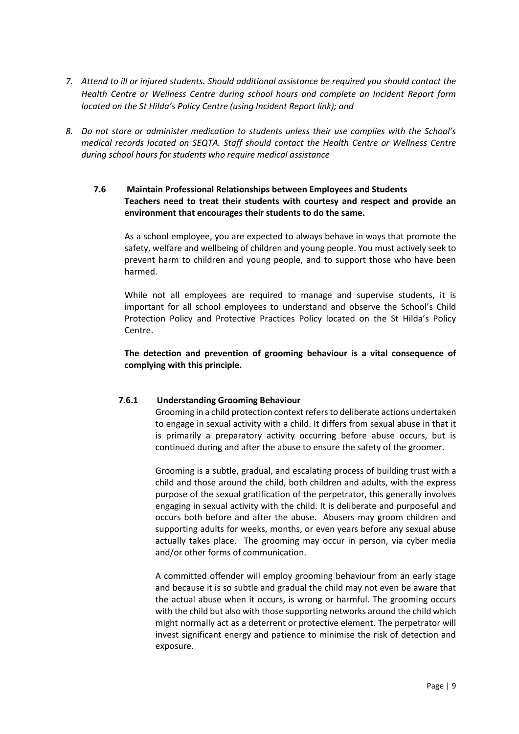7. *Attend to ill or injured students. Should additional assistance be required you should contact the Health Centre or Wellness Centre during school hours and complete an Incident Report form located on the St Hilda's Policy Centre (using Incident Report link); and*

8. *Do not store or administer medication to students unless their use complies with the School's medical records located on SEQTA. Staff should contact the Health Centre or Wellness Centre during school hours for students who require medical assistance*

### 7.6 Maintain Professional Relationships between Employees and Students

**Teachers need to treat their students with courtesy and respect and provide an environment that encourages their students to do the same.**

As a school employee, you are expected to always behave in ways that promote the safety, welfare and wellbeing of children and young people. You must actively seek to prevent harm to children and young people, and to support those who have been harmed.

While not all employees are required to manage and supervise students, it is important for all school employees to understand and observe the School's Child Protection Policy and Protective Practices Policy located on the St Hilda's Policy Centre.

**The detection and prevention of grooming behaviour is a vital consequence of complying with this principle.**

#### 7.6.1 Understanding Grooming Behaviour

Grooming in a child protection context refers to deliberate actions undertaken to engage in sexual activity with a child. It differs from sexual abuse in that it is primarily a preparatory activity occurring before abuse occurs, but is continued during and after the abuse to ensure the safety of the groomer.

Grooming is a subtle, gradual, and escalating process of building trust with a child and those around the child, both children and adults, with the express purpose of the sexual gratification of the perpetrator, this generally involves engaging in sexual activity with the child. It is deliberate and purposeful and occurs both before and after the abuse. Abusers may groom children and supporting adults for weeks, months, or even years before any sexual abuse actually takes place. The grooming may occur in person, via cyber media and/or other forms of communication.

A committed offender will employ grooming behaviour from an early stage and because it is so subtle and gradual the child may not even be aware that the actual abuse when it occurs, is wrong or harmful. The grooming occurs with the child but also with those supporting networks around the child which might normally act as a deterrent or protective element. The perpetrator will invest significant energy and patience to minimise the risk of detection and exposure.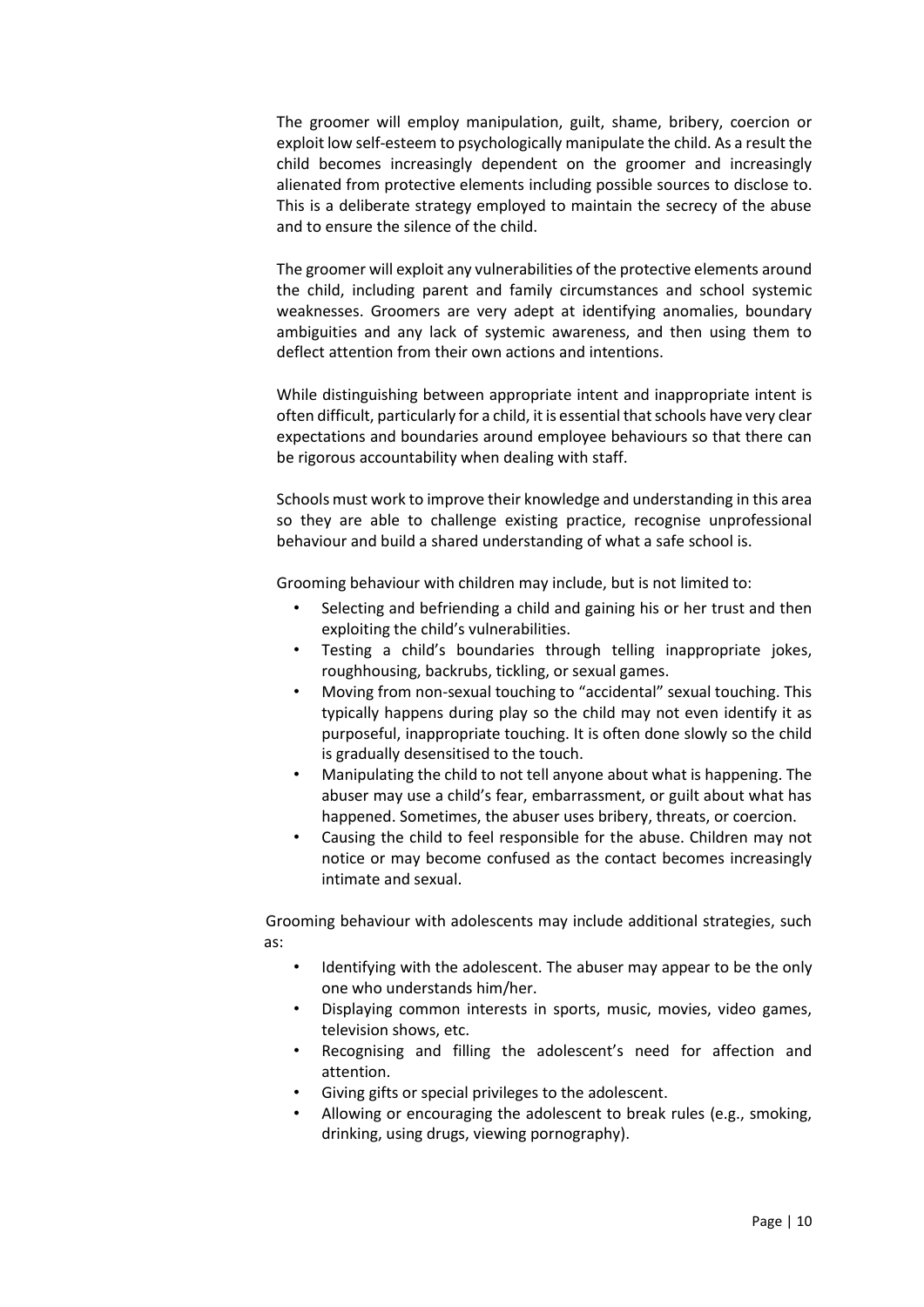The groomer will employ manipulation, guilt, shame, bribery, coercion or exploit low self-esteem to psychologically manipulate the child. As a result the child becomes increasingly dependent on the groomer and increasingly alienated from protective elements including possible sources to disclose to. This is a deliberate strategy employed to maintain the secrecy of the abuse and to ensure the silence of the child.

The groomer will exploit any vulnerabilities of the protective elements around the child, including parent and family circumstances and school systemic weaknesses. Groomers are very adept at identifying anomalies, boundary ambiguities and any lack of systemic awareness, and then using them to deflect attention from their own actions and intentions.

While distinguishing between appropriate intent and inappropriate intent is often difficult, particularly for a child, it is essential that schools have very clear expectations and boundaries around employee behaviours so that there can be rigorous accountability when dealing with staff.

Schools must work to improve their knowledge and understanding in this area so they are able to challenge existing practice, recognise unprofessional behaviour and build a shared understanding of what a safe school is.

Grooming behaviour with children may include, but is not limited to:

- Selecting and befriending a child and gaining his or her trust and then exploiting the child's vulnerabilities.
- Testing a child's boundaries through telling inappropriate jokes, roughhousing, backrubs, tickling, or sexual games.
- Moving from non-sexual touching to "accidental" sexual touching. This typically happens during play so the child may not even identify it as purposeful, inappropriate touching. It is often done slowly so the child is gradually desensitised to the touch.
- Manipulating the child to not tell anyone about what is happening. The abuser may use a child's fear, embarrassment, or guilt about what has happened. Sometimes, the abuser uses bribery, threats, or coercion.
- Causing the child to feel responsible for the abuse. Children may not notice or may become confused as the contact becomes increasingly intimate and sexual.

Grooming behaviour with adolescents may include additional strategies, such as:

- Identifying with the adolescent. The abuser may appear to be the only one who understands him/her.
- Displaying common interests in sports, music, movies, video games, television shows, etc.
- Recognising and filling the adolescent's need for affection and attention.
- Giving gifts or special privileges to the adolescent.
- Allowing or encouraging the adolescent to break rules (e.g., smoking, drinking, using drugs, viewing pornography).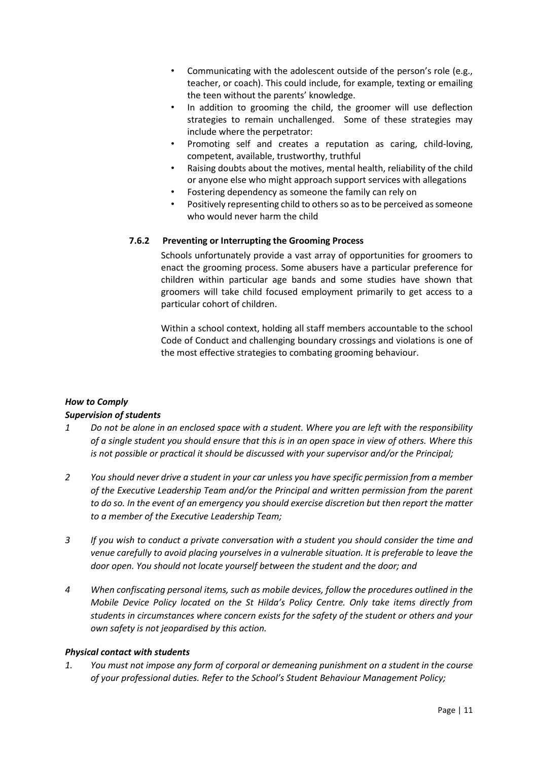- Communicating with the adolescent outside of the person's role (e.g., teacher, or coach). This could include, for example, texting or emailing the teen without the parents' knowledge.
- In addition to grooming the child, the groomer will use deflection strategies to remain unchallenged. Some of these strategies may include where the perpetrator:
- Promoting self and creates a reputation as caring, child-loving, competent, available, trustworthy, truthful
- Raising doubts about the motives, mental health, reliability of the child or anyone else who might approach support services with allegations
- Fostering dependency as someone the family can rely on
- Positively representing child to others so as to be perceived as someone who would never harm the child

#### 7.6.2 Preventing or Interrupting the Grooming Process

Schools unfortunately provide a vast array of opportunities for groomers to enact the grooming process. Some abusers have a particular preference for children within particular age bands and some studies have shown that groomers will take child focused employment primarily to get access to a particular cohort of children.

Within a school context, holding all staff members accountable to the school Code of Conduct and challenging boundary crossings and violations is one of the most effective strategies to combating grooming behaviour.

***How to Comply***

***Supervision of students***

1 *Do not be alone in an enclosed space with a student. Where you are left with the responsibility of a single student you should ensure that this is in an open space in view of others. Where this is not possible or practical it should be discussed with your supervisor and/or the Principal;*

2 *You should never drive a student in your car unless you have specific permission from a member of the Executive Leadership Team and/or the Principal and written permission from the parent to do so. In the event of an emergency you should exercise discretion but then report the matter to a member of the Executive Leadership Team;*

3 *If you wish to conduct a private conversation with a student you should consider the time and venue carefully to avoid placing yourselves in a vulnerable situation. It is preferable to leave the door open. You should not locate yourself between the student and the door; and*

4 *When confiscating personal items, such as mobile devices, follow the procedures outlined in the Mobile Device Policy located on the St Hilda's Policy Centre. Only take items directly from students in circumstances where concern exists for the safety of the student or others and your own safety is not jeopardised by this action.*

***Physical contact with students***

1. *You must not impose any form of corporal or demeaning punishment on a student in the course of your professional duties. Refer to the School's Student Behaviour Management Policy;*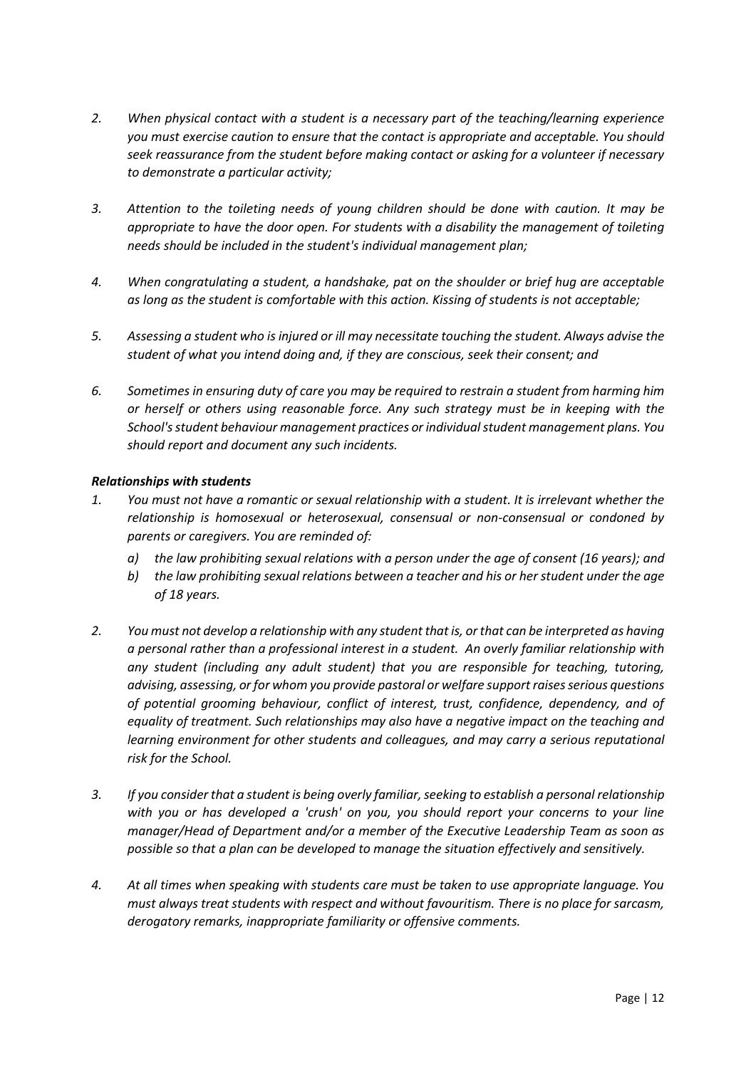2. *When physical contact with a student is a necessary part of the teaching/learning experience you must exercise caution to ensure that the contact is appropriate and acceptable. You should seek reassurance from the student before making contact or asking for a volunteer if necessary to demonstrate a particular activity;*

3. *Attention to the toileting needs of young children should be done with caution. It may be appropriate to have the door open. For students with a disability the management of toileting needs should be included in the student's individual management plan;*

4. *When congratulating a student, a handshake, pat on the shoulder or brief hug are acceptable as long as the student is comfortable with this action. Kissing of students is not acceptable;*

5. *Assessing a student who is injured or ill may necessitate touching the student. Always advise the student of what you intend doing and, if they are conscious, seek their consent; and*

6. *Sometimes in ensuring duty of care you may be required to restrain a student from harming him or herself or others using reasonable force. Any such strategy must be in keeping with the School's student behaviour management practices or individual student management plans. You should report and document any such incidents.*

***Relationships with students***

1. *You must not have a romantic or sexual relationship with a student. It is irrelevant whether the relationship is homosexual or heterosexual, consensual or non-consensual or condoned by parents or caregivers. You are reminded of:*
   a) *the law prohibiting sexual relations with a person under the age of consent (16 years); and*
   b) *the law prohibiting sexual relations between a teacher and his or her student under the age of 18 years.*

2. *You must not develop a relationship with any student that is, or that can be interpreted as having a personal rather than a professional interest in a student. An overly familiar relationship with any student (including any adult student) that you are responsible for teaching, tutoring, advising, assessing, or for whom you provide pastoral or welfare support raises serious questions of potential grooming behaviour, conflict of interest, trust, confidence, dependency, and of equality of treatment. Such relationships may also have a negative impact on the teaching and learning environment for other students and colleagues, and may carry a serious reputational risk for the School.*

3. *If you consider that a student is being overly familiar, seeking to establish a personal relationship with you or has developed a 'crush' on you, you should report your concerns to your line manager/Head of Department and/or a member of the Executive Leadership Team as soon as possible so that a plan can be developed to manage the situation effectively and sensitively.*

4. *At all times when speaking with students care must be taken to use appropriate language. You must always treat students with respect and without favouritism. There is no place for sarcasm, derogatory remarks, inappropriate familiarity or offensive comments.*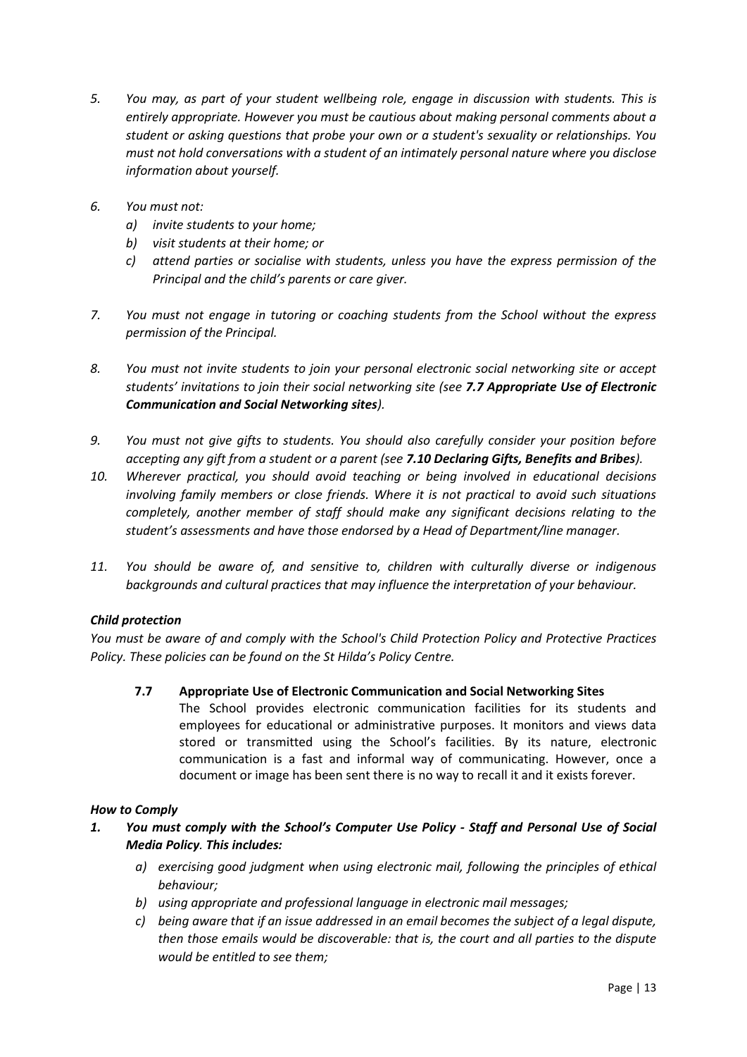5. *You may, as part of your student wellbeing role, engage in discussion with students. This is entirely appropriate. However you must be cautious about making personal comments about a student or asking questions that probe your own or a student's sexuality or relationships. You must not hold conversations with a student of an intimately personal nature where you disclose information about yourself.*

6. *You must not:*
   a) *invite students to your home;*
   b) *visit students at their home; or*
   c) *attend parties or socialise with students, unless you have the express permission of the Principal and the child's parents or care giver.*

7. *You must not engage in tutoring or coaching students from the School without the express permission of the Principal.*

8. *You must not invite students to join your personal electronic social networking site or accept students' invitations to join their social networking site (see **7.7 Appropriate Use of Electronic Communication and Social Networking sites**).*

9. *You must not give gifts to students. You should also carefully consider your position before accepting any gift from a student or a parent (see **7.10 Declaring Gifts, Benefits and Bribes**).*

10. *Wherever practical, you should avoid teaching or being involved in educational decisions involving family members or close friends. Where it is not practical to avoid such situations completely, another member of staff should make any significant decisions relating to the student's assessments and have those endorsed by a Head of Department/line manager.*

11. *You should be aware of, and sensitive to, children with culturally diverse or indigenous backgrounds and cultural practices that may influence the interpretation of your behaviour.*

***Child protection***

*You must be aware of and comply with the School's Child Protection Policy and Protective Practices Policy. These policies can be found on the St Hilda's Policy Centre.*

### 7.7 Appropriate Use of Electronic Communication and Social Networking Sites

The School provides electronic communication facilities for its students and employees for educational or administrative purposes. It monitors and views data stored or transmitted using the School's facilities. By its nature, electronic communication is a fast and informal way of communicating. However, once a document or image has been sent there is no way to recall it and it exists forever.

***How to Comply***

1. ***You must comply with the School's Computer Use Policy - Staff and Personal Use of Social Media Policy. This includes:***
   a) *exercising good judgment when using electronic mail, following the principles of ethical behaviour;*
   b) *using appropriate and professional language in electronic mail messages;*
   c) *being aware that if an issue addressed in an email becomes the subject of a legal dispute, then those emails would be discoverable: that is, the court and all parties to the dispute would be entitled to see them;*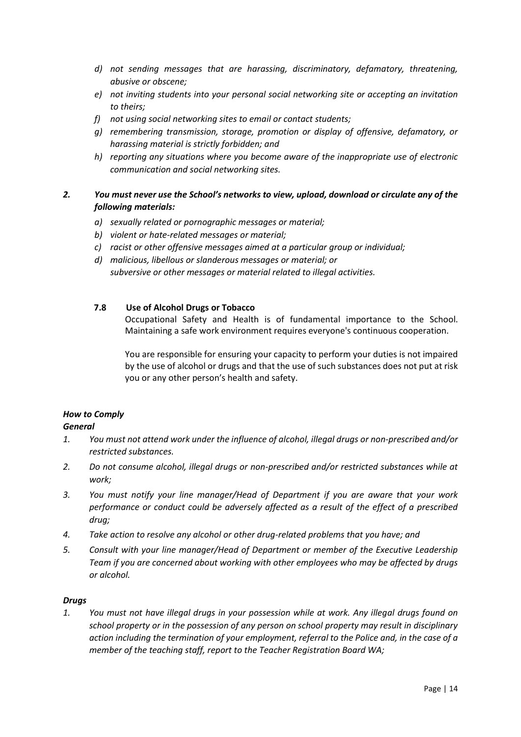*d) not sending messages that are harassing, discriminatory, defamatory, threatening, abusive or obscene;*

*e) not inviting students into your personal social networking site or accepting an invitation to theirs;*

*f) not using social networking sites to email or contact students;*

*g) remembering transmission, storage, promotion or display of offensive, defamatory, or harassing material is strictly forbidden; and*

*h) reporting any situations where you become aware of the inappropriate use of electronic communication and social networking sites.*

***2. You must never use the School's networks to view, upload, download or circulate any of the following materials:***

*a) sexually related or pornographic messages or material;*

*b) violent or hate-related messages or material;*

*c) racist or other offensive messages aimed at a particular group or individual;*

*d) malicious, libellous or slanderous messages or material; or*
*subversive or other messages or material related to illegal activities.*

### 7.8 Use of Alcohol Drugs or Tobacco

Occupational Safety and Health is of fundamental importance to the School. Maintaining a safe work environment requires everyone's continuous cooperation.

You are responsible for ensuring your capacity to perform your duties is not impaired by the use of alcohol or drugs and that the use of such substances does not put at risk you or any other person's health and safety.

***How to Comply***

***General***

1. *You must not attend work under the influence of alcohol, illegal drugs or non-prescribed and/or restricted substances.*
2. *Do not consume alcohol, illegal drugs or non-prescribed and/or restricted substances while at work;*
3. *You must notify your line manager/Head of Department if you are aware that your work performance or conduct could be adversely affected as a result of the effect of a prescribed drug;*
4. *Take action to resolve any alcohol or other drug-related problems that you have; and*
5. *Consult with your line manager/Head of Department or member of the Executive Leadership Team if you are concerned about working with other employees who may be affected by drugs or alcohol.*

***Drugs***

1. *You must not have illegal drugs in your possession while at work. Any illegal drugs found on school property or in the possession of any person on school property may result in disciplinary action including the termination of your employment, referral to the Police and, in the case of a member of the teaching staff, report to the Teacher Registration Board WA;*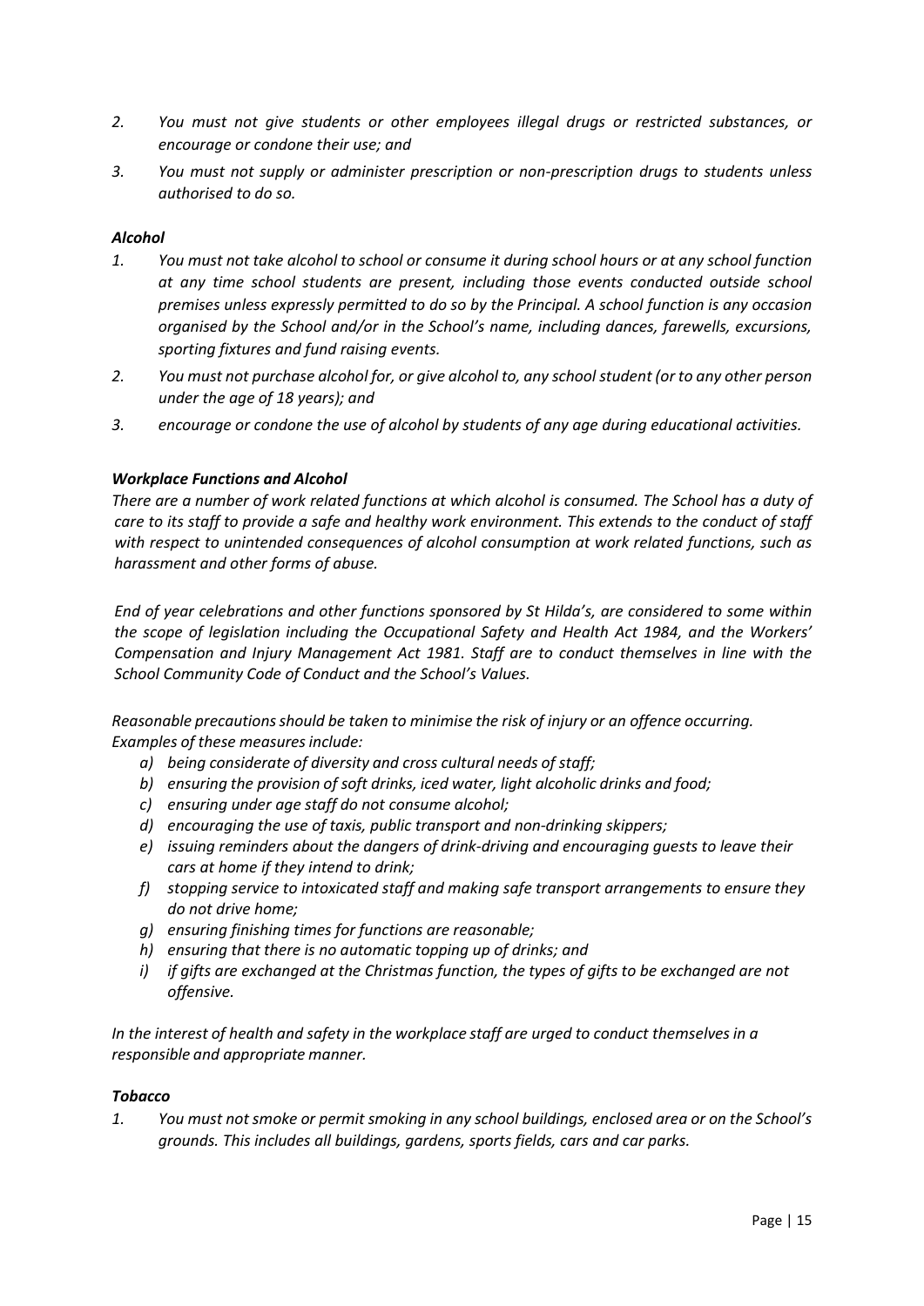2. *You must not give students or other employees illegal drugs or restricted substances, or encourage or condone their use; and*
3. *You must not supply or administer prescription or non-prescription drugs to students unless authorised to do so.*

***Alcohol***

1. *You must not take alcohol to school or consume it during school hours or at any school function at any time school students are present, including those events conducted outside school premises unless expressly permitted to do so by the Principal. A school function is any occasion organised by the School and/or in the School's name, including dances, farewells, excursions, sporting fixtures and fund raising events.*
2. *You must not purchase alcohol for, or give alcohol to, any school student (or to any other person under the age of 18 years); and*
3. *encourage or condone the use of alcohol by students of any age during educational activities.*

***Workplace Functions and Alcohol***

*There are a number of work related functions at which alcohol is consumed. The School has a duty of care to its staff to provide a safe and healthy work environment. This extends to the conduct of staff with respect to unintended consequences of alcohol consumption at work related functions, such as harassment and other forms of abuse.*

*End of year celebrations and other functions sponsored by St Hilda's, are considered to some within the scope of legislation including the Occupational Safety and Health Act 1984, and the Workers' Compensation and Injury Management Act 1981. Staff are to conduct themselves in line with the School Community Code of Conduct and the School's Values.*

*Reasonable precautions should be taken to minimise the risk of injury or an offence occurring. Examples of these measures include:*

a) *being considerate of diversity and cross cultural needs of staff;*
b) *ensuring the provision of soft drinks, iced water, light alcoholic drinks and food;*
c) *ensuring under age staff do not consume alcohol;*
d) *encouraging the use of taxis, public transport and non-drinking skippers;*
e) *issuing reminders about the dangers of drink-driving and encouraging guests to leave their cars at home if they intend to drink;*
f) *stopping service to intoxicated staff and making safe transport arrangements to ensure they do not drive home;*
g) *ensuring finishing times for functions are reasonable;*
h) *ensuring that there is no automatic topping up of drinks; and*
i) *if gifts are exchanged at the Christmas function, the types of gifts to be exchanged are not offensive.*

*In the interest of health and safety in the workplace staff are urged to conduct themselves in a responsible and appropriate manner.*

***Tobacco***

1. *You must not smoke or permit smoking in any school buildings, enclosed area or on the School's grounds. This includes all buildings, gardens, sports fields, cars and car parks.*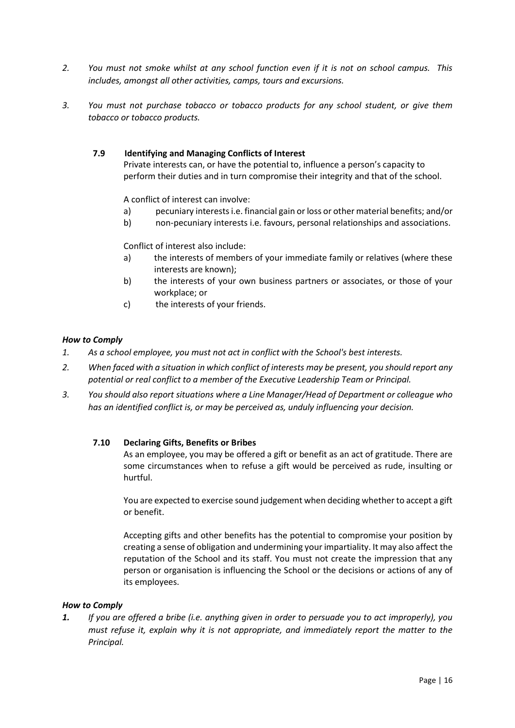2. *You must not smoke whilst at any school function even if it is not on school campus. This includes, amongst all other activities, camps, tours and excursions.*

3. *You must not purchase tobacco or tobacco products for any school student, or give them tobacco or tobacco products.*

### 7.9 Identifying and Managing Conflicts of Interest

Private interests can, or have the potential to, influence a person's capacity to perform their duties and in turn compromise their integrity and that of the school.

A conflict of interest can involve:

a) pecuniary interests i.e. financial gain or loss or other material benefits; and/or
b) non-pecuniary interests i.e. favours, personal relationships and associations.

Conflict of interest also include:

a) the interests of members of your immediate family or relatives (where these interests are known);
b) the interests of your own business partners or associates, or those of your workplace; or
c) the interests of your friends.

***How to Comply***

1. *As a school employee, you must not act in conflict with the School's best interests.*
2. *When faced with a situation in which conflict of interests may be present, you should report any potential or real conflict to a member of the Executive Leadership Team or Principal.*
3. *You should also report situations where a Line Manager/Head of Department or colleague who has an identified conflict is, or may be perceived as, unduly influencing your decision.*

### 7.10 Declaring Gifts, Benefits or Bribes

As an employee, you may be offered a gift or benefit as an act of gratitude. There are some circumstances when to refuse a gift would be perceived as rude, insulting or hurtful.

You are expected to exercise sound judgement when deciding whether to accept a gift or benefit.

Accepting gifts and other benefits has the potential to compromise your position by creating a sense of obligation and undermining your impartiality. It may also affect the reputation of the School and its staff. You must not create the impression that any person or organisation is influencing the School or the decisions or actions of any of its employees.

***How to Comply***

***1.*** *If you are offered a bribe (i.e. anything given in order to persuade you to act improperly), you must refuse it, explain why it is not appropriate, and immediately report the matter to the Principal.*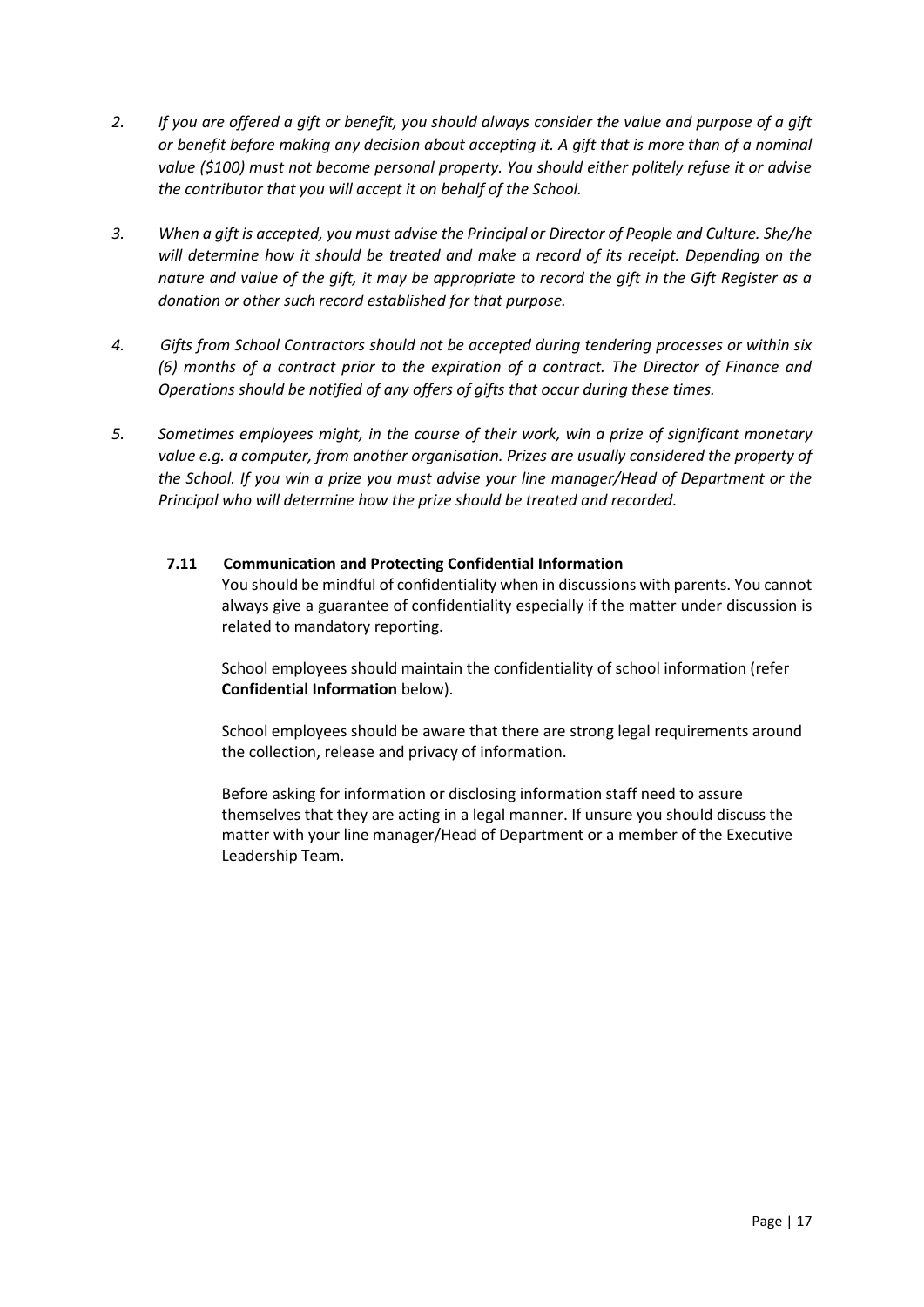2. *If you are offered a gift or benefit, you should always consider the value and purpose of a gift or benefit before making any decision about accepting it. A gift that is more than of a nominal value ($100) must not become personal property. You should either politely refuse it or advise the contributor that you will accept it on behalf of the School.*

3. *When a gift is accepted, you must advise the Principal or Director of People and Culture. She/he will determine how it should be treated and make a record of its receipt. Depending on the nature and value of the gift, it may be appropriate to record the gift in the Gift Register as a donation or other such record established for that purpose.*

4. *Gifts from School Contractors should not be accepted during tendering processes or within six (6) months of a contract prior to the expiration of a contract. The Director of Finance and Operations should be notified of any offers of gifts that occur during these times.*

5. *Sometimes employees might, in the course of their work, win a prize of significant monetary value e.g. a computer, from another organisation. Prizes are usually considered the property of the School. If you win a prize you must advise your line manager/Head of Department or the Principal who will determine how the prize should be treated and recorded.*

### 7.11 Communication and Protecting Confidential Information

You should be mindful of confidentiality when in discussions with parents. You cannot always give a guarantee of confidentiality especially if the matter under discussion is related to mandatory reporting.

School employees should maintain the confidentiality of school information (refer **Confidential Information** below).

School employees should be aware that there are strong legal requirements around the collection, release and privacy of information.

Before asking for information or disclosing information staff need to assure themselves that they are acting in a legal manner. If unsure you should discuss the matter with your line manager/Head of Department or a member of the Executive Leadership Team.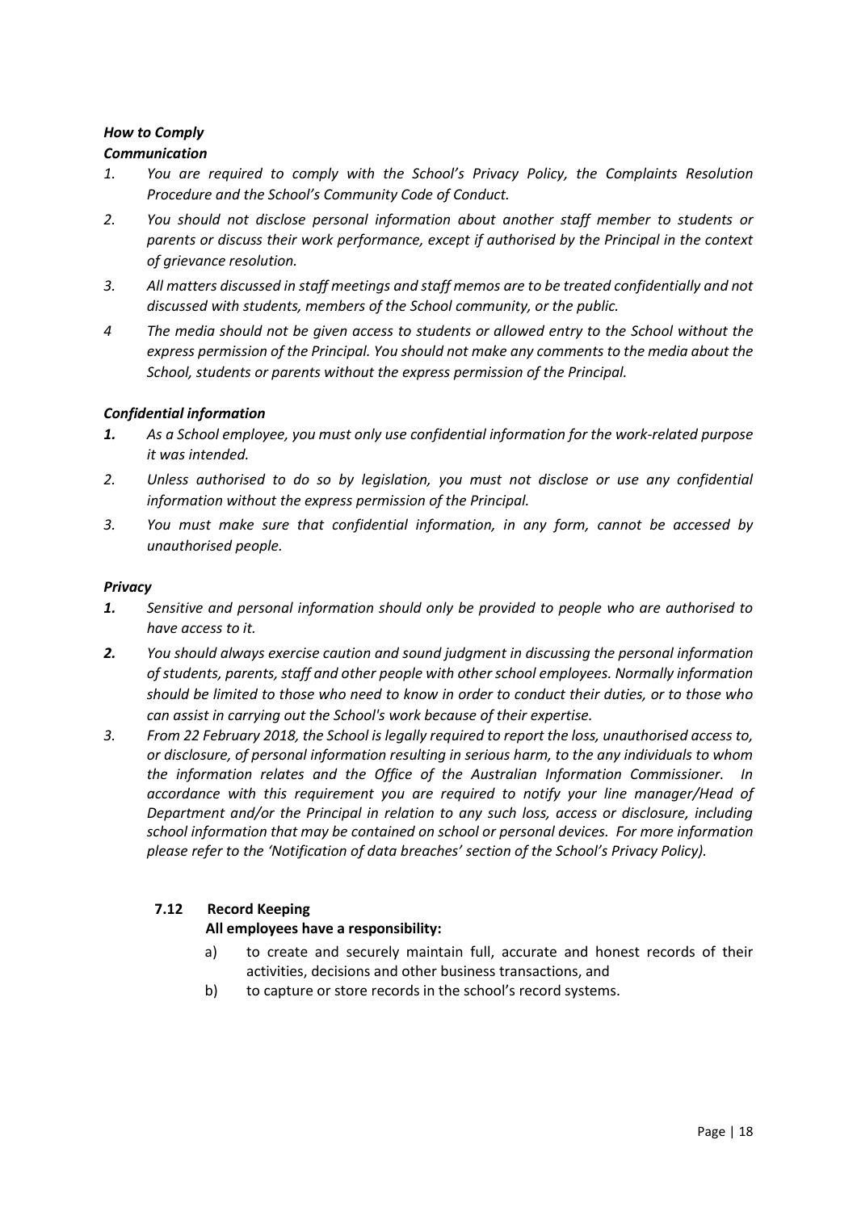***How to Comply***

***Communication***

1. *You are required to comply with the School's Privacy Policy, the Complaints Resolution Procedure and the School's Community Code of Conduct.*
2. *You should not disclose personal information about another staff member to students or parents or discuss their work performance, except if authorised by the Principal in the context of grievance resolution.*
3. *All matters discussed in staff meetings and staff memos are to be treated confidentially and not discussed with students, members of the School community, or the public.*
4. *The media should not be given access to students or allowed entry to the School without the express permission of the Principal. You should not make any comments to the media about the School, students or parents without the express permission of the Principal.*

***Confidential information***

1. *As a School employee, you must only use confidential information for the work-related purpose it was intended.*
2. *Unless authorised to do so by legislation, you must not disclose or use any confidential information without the express permission of the Principal.*
3. *You must make sure that confidential information, in any form, cannot be accessed by unauthorised people.*

***Privacy***

1. *Sensitive and personal information should only be provided to people who are authorised to have access to it.*
2. *You should always exercise caution and sound judgment in discussing the personal information of students, parents, staff and other people with other school employees. Normally information should be limited to those who need to know in order to conduct their duties, or to those who can assist in carrying out the School's work because of their expertise.*
3. *From 22 February 2018, the School is legally required to report the loss, unauthorised access to, or disclosure, of personal information resulting in serious harm, to the any individuals to whom the information relates and the Office of the Australian Information Commissioner. In accordance with this requirement you are required to notify your line manager/Head of Department and/or the Principal in relation to any such loss, access or disclosure, including school information that may be contained on school or personal devices. For more information please refer to the 'Notification of data breaches' section of the School's Privacy Policy).*

### 7.12 Record Keeping

**All employees have a responsibility:**

a) to create and securely maintain full, accurate and honest records of their activities, decisions and other business transactions, and

b) to capture or store records in the school's record systems.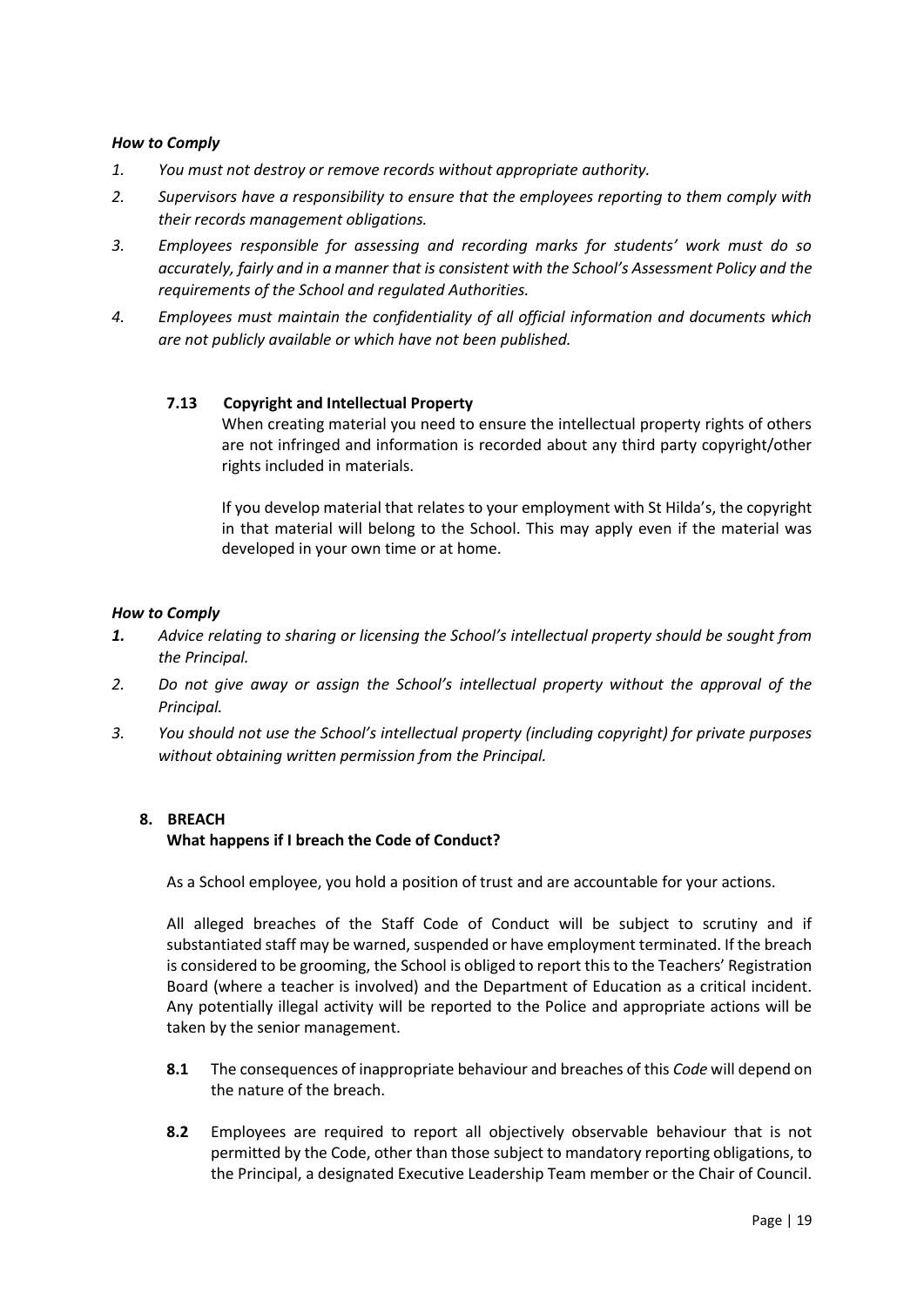***How to Comply***

1. *You must not destroy or remove records without appropriate authority.*
2. *Supervisors have a responsibility to ensure that the employees reporting to them comply with their records management obligations.*
3. *Employees responsible for assessing and recording marks for students' work must do so accurately, fairly and in a manner that is consistent with the School's Assessment Policy and the requirements of the School and regulated Authorities.*
4. *Employees must maintain the confidentiality of all official information and documents which are not publicly available or which have not been published.*

### 7.13 Copyright and Intellectual Property

When creating material you need to ensure the intellectual property rights of others are not infringed and information is recorded about any third party copyright/other rights included in materials.

If you develop material that relates to your employment with St Hilda's, the copyright in that material will belong to the School. This may apply even if the material was developed in your own time or at home.

***How to Comply***

1. *Advice relating to sharing or licensing the School's intellectual property should be sought from the Principal.*
2. *Do not give away or assign the School's intellectual property without the approval of the Principal.*
3. *You should not use the School's intellectual property (including copyright) for private purposes without obtaining written permission from the Principal.*

## 8. BREACH

**What happens if I breach the Code of Conduct?**

As a School employee, you hold a position of trust and are accountable for your actions.

All alleged breaches of the Staff Code of Conduct will be subject to scrutiny and if substantiated staff may be warned, suspended or have employment terminated. If the breach is considered to be grooming, the School is obliged to report this to the Teachers' Registration Board (where a teacher is involved) and the Department of Education as a critical incident. Any potentially illegal activity will be reported to the Police and appropriate actions will be taken by the senior management.

**8.1** The consequences of inappropriate behaviour and breaches of this *Code* will depend on the nature of the breach.

**8.2** Employees are required to report all objectively observable behaviour that is not permitted by the Code, other than those subject to mandatory reporting obligations, to the Principal, a designated Executive Leadership Team member or the Chair of Council.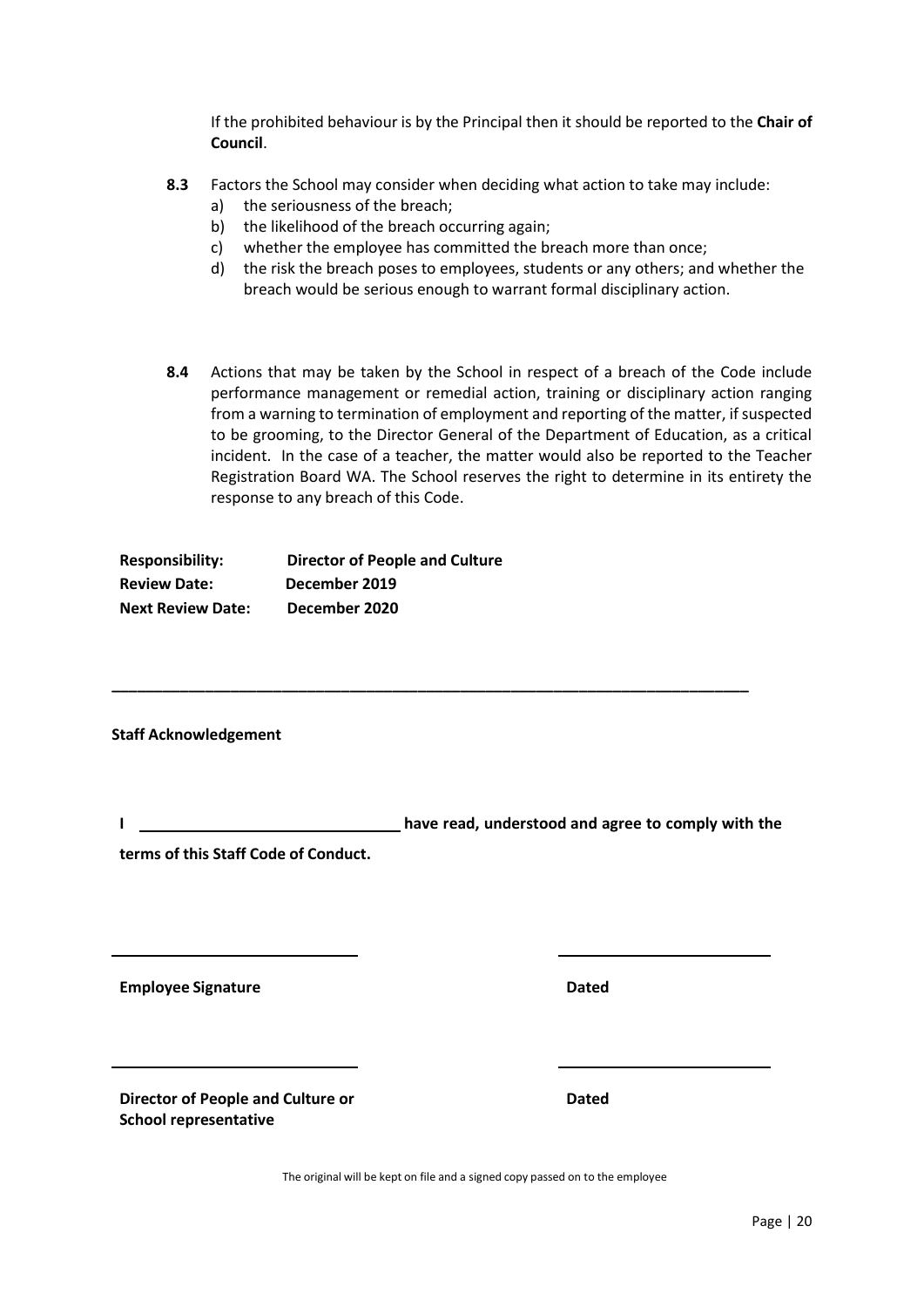If the prohibited behaviour is by the Principal then it should be reported to the **Chair of Council**.

**8.3** Factors the School may consider when deciding what action to take may include:

a) the seriousness of the breach;
b) the likelihood of the breach occurring again;
c) whether the employee has committed the breach more than once;
d) the risk the breach poses to employees, students or any others; and whether the breach would be serious enough to warrant formal disciplinary action.

**8.4** Actions that may be taken by the School in respect of a breach of the Code include performance management or remedial action, training or disciplinary action ranging from a warning to termination of employment and reporting of the matter, if suspected to be grooming, to the Director General of the Department of Education, as a critical incident. In the case of a teacher, the matter would also be reported to the Teacher Registration Board WA. The School reserves the right to determine in its entirety the response to any breach of this Code.

**Responsibility:** **Director of People and Culture**
**Review Date:** **December 2019**
**Next Review Date:** **December 2020**

---

**Staff Acknowledgement**

**I ______________________________ have read, understood and agree to comply with the terms of this Staff Code of Conduct.**

______________________________ ______________________________

**Employee Signature** **Dated**

______________________________ ______________________________

**Director of People and Culture or School representative** **Dated**

The original will be kept on file and a signed copy passed on to the employee